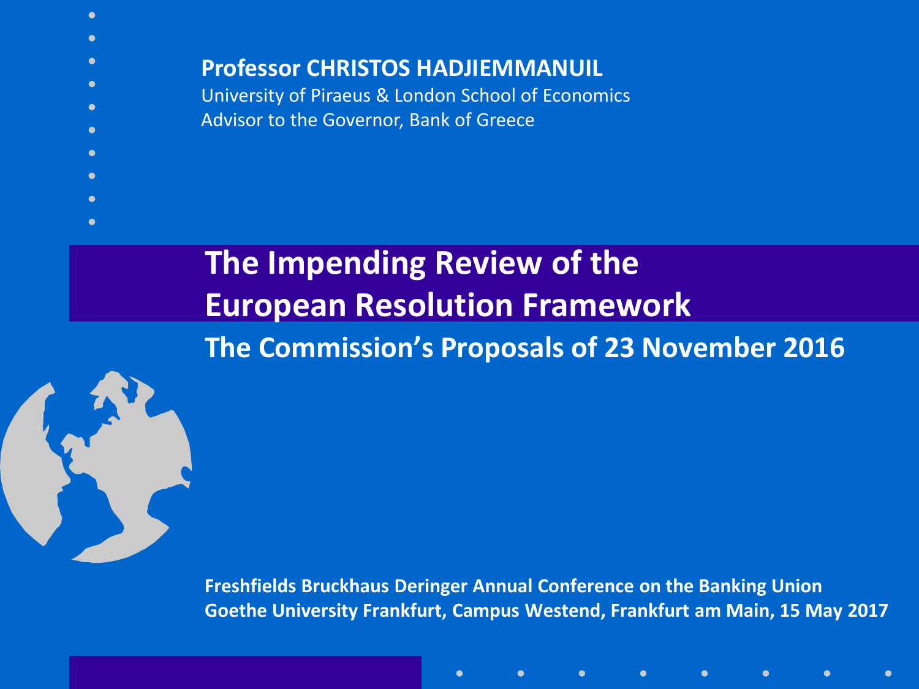**Professor CHRISTOS HADJIEMMANUIL**

University of Piraeus & London School of Economics

Advisor to the Governor, Bank of Greece

# The Impending Review of the European Resolution Framework

## The Commission's Proposals of 23 November 2016

**Freshfields Bruckhaus Deringer Annual Conference on the Banking Union**

**Goethe University Frankfurt, Campus Westend, Frankfurt am Main, 15 May 2017**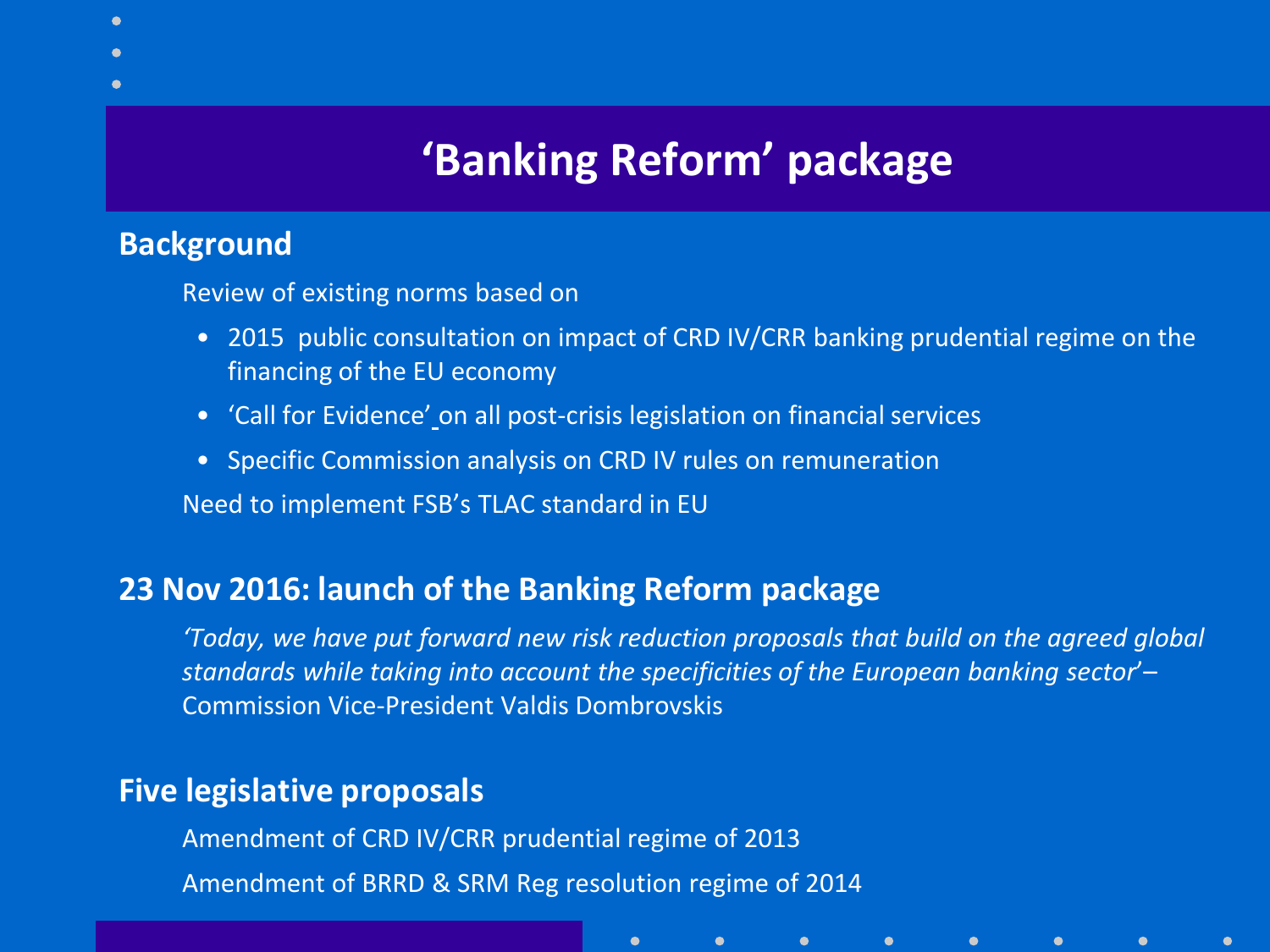# 'Banking Reform' package

## Background

Review of existing norms based on

- 2015 public consultation on impact of CRD IV/CRR banking prudential regime on the financing of the EU economy
- 'Call for Evidence' on all post-crisis legislation on financial services
- Specific Commission analysis on CRD IV rules on remuneration

Need to implement FSB's TLAC standard in EU

## 23 Nov 2016: launch of the Banking Reform package

*'Today, we have put forward new risk reduction proposals that build on the agreed global standards while taking into account the specificities of the European banking sector'* – Commission Vice-President Valdis Dombrovskis

## Five legislative proposals

Amendment of CRD IV/CRR prudential regime of 2013

Amendment of BRRD & SRM Reg resolution regime of 2014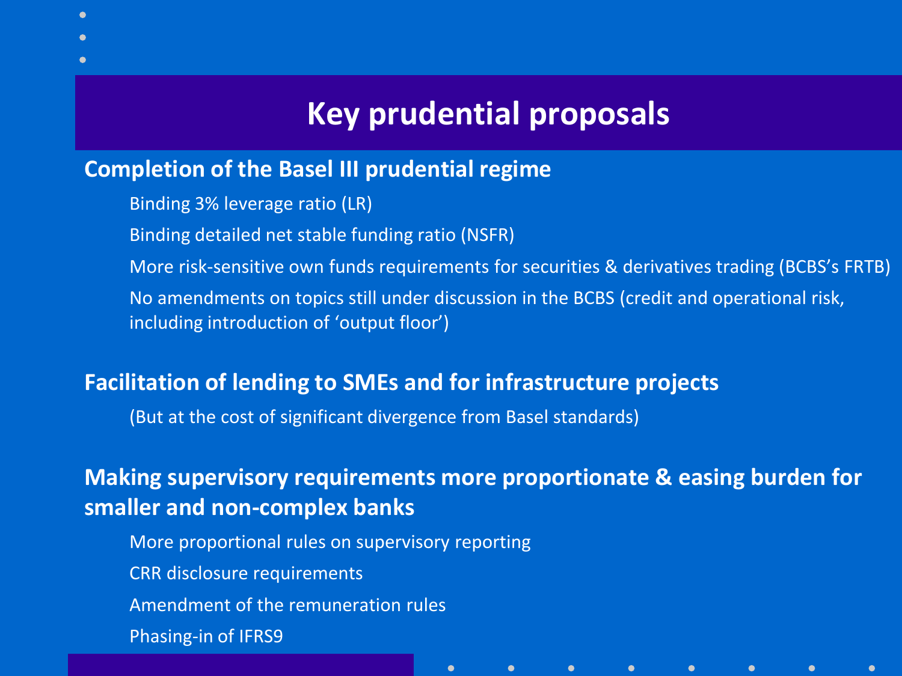# Key prudential proposals

## Completion of the Basel III prudential regime

- Binding 3% leverage ratio (LR)
- Binding detailed net stable funding ratio (NSFR)
- More risk-sensitive own funds requirements for securities & derivatives trading (BCBS's FRTB)
- No amendments on topics still under discussion in the BCBS (credit and operational risk, including introduction of 'output floor')

## Facilitation of lending to SMEs and for infrastructure projects

(But at the cost of significant divergence from Basel standards)

## Making supervisory requirements more proportionate & easing burden for smaller and non-complex banks

- More proportional rules on supervisory reporting
- CRR disclosure requirements
- Amendment of the remuneration rules
- Phasing-in of IFRS9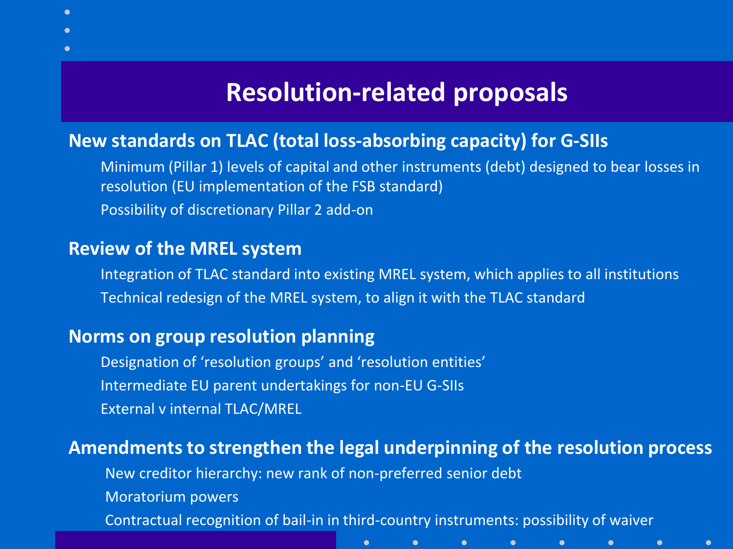# Resolution-related proposals

## New standards on TLAC (total loss-absorbing capacity) for G-SIIs

- Minimum (Pillar 1) levels of capital and other instruments (debt) designed to bear losses in resolution (EU implementation of the FSB standard)
- Possibility of discretionary Pillar 2 add-on

## Review of the MREL system

- Integration of TLAC standard into existing MREL system, which applies to all institutions
- Technical redesign of the MREL system, to align it with the TLAC standard

## Norms on group resolution planning

- Designation of ‘resolution groups’ and ‘resolution entities’
- Intermediate EU parent undertakings for non-EU G-SIIs
- External v internal TLAC/MREL

## Amendments to strengthen the legal underpinning of the resolution process

- New creditor hierarchy: new rank of non-preferred senior debt
- Moratorium powers
- Contractual recognition of bail-in in third-country instruments: possibility of waiver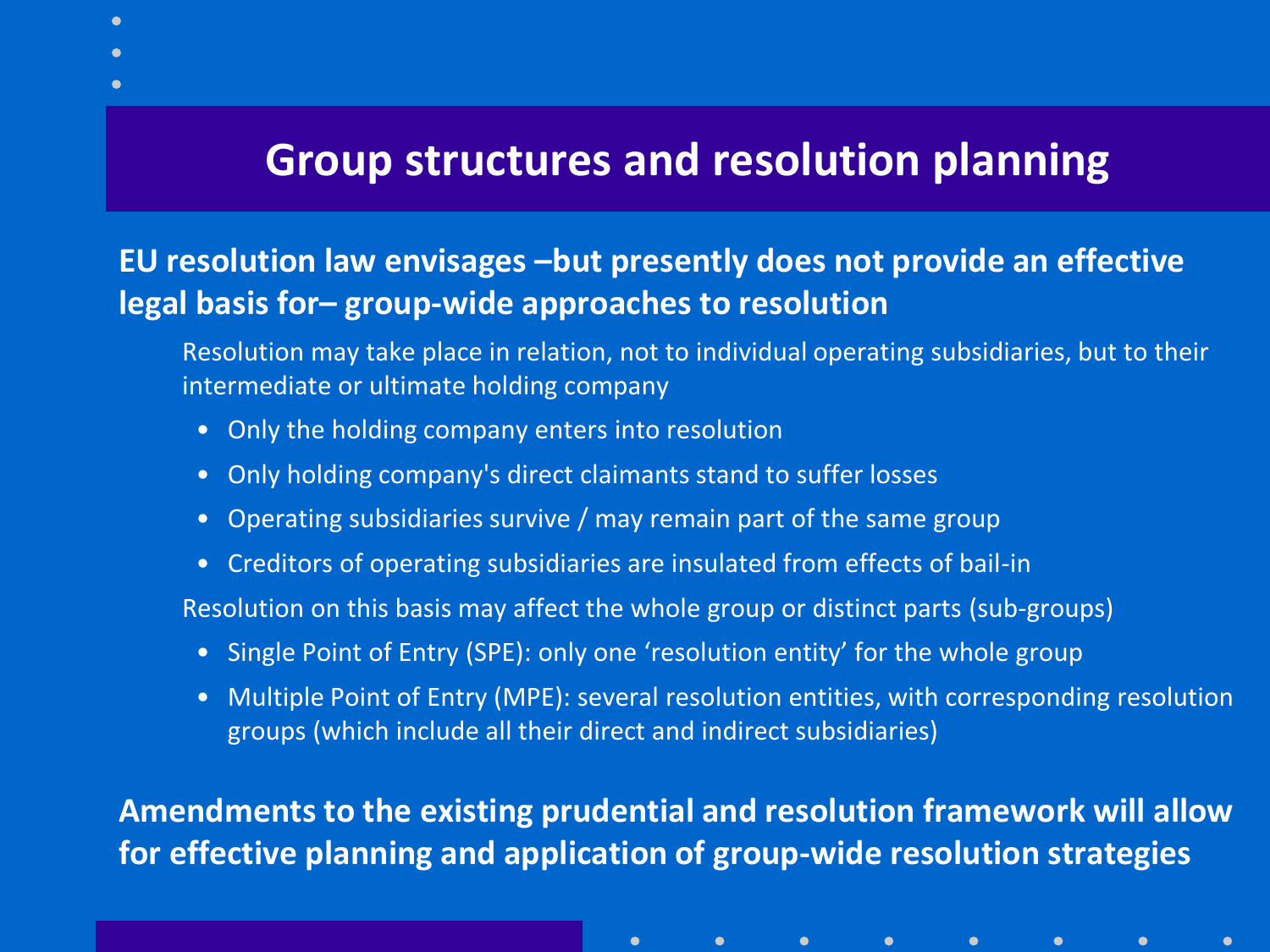# Group structures and resolution planning

**EU resolution law envisages –but presently does not provide an effective legal basis for– group-wide approaches to resolution**

Resolution may take place in relation, not to individual operating subsidiaries, but to their intermediate or ultimate holding company

- Only the holding company enters into resolution
- Only holding company's direct claimants stand to suffer losses
- Operating subsidiaries survive / may remain part of the same group
- Creditors of operating subsidiaries are insulated from effects of bail-in

Resolution on this basis may affect the whole group or distinct parts (sub-groups)

- Single Point of Entry (SPE): only one 'resolution entity' for the whole group
- Multiple Point of Entry (MPE): several resolution entities, with corresponding resolution groups (which include all their direct and indirect subsidiaries)

**Amendments to the existing prudential and resolution framework will allow for effective planning and application of group-wide resolution strategies**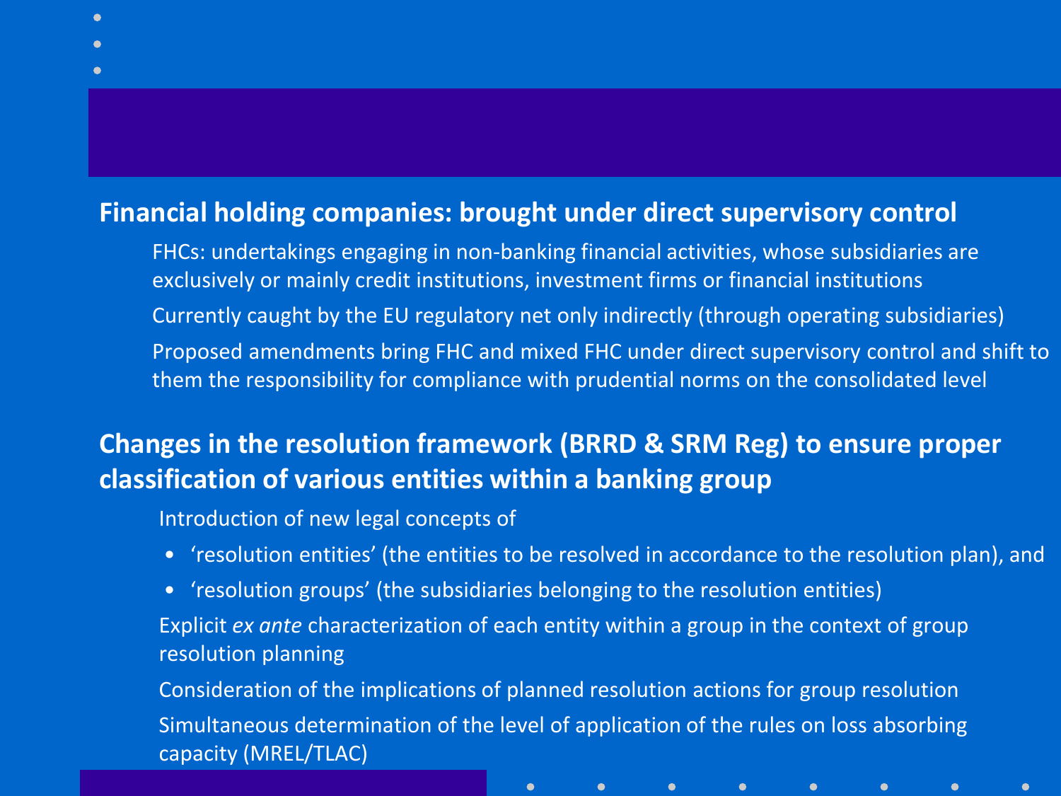## Financial holding companies: brought under direct supervisory control

FHCs: undertakings engaging in non-banking financial activities, whose subsidiaries are exclusively or mainly credit institutions, investment firms or financial institutions

Currently caught by the EU regulatory net only indirectly (through operating subsidiaries)

Proposed amendments bring FHC and mixed FHC under direct supervisory control and shift to them the responsibility for compliance with prudential norms on the consolidated level

## Changes in the resolution framework (BRRD & SRM Reg) to ensure proper classification of various entities within a banking group

Introduction of new legal concepts of

- 'resolution entities' (the entities to be resolved in accordance to the resolution plan), and
- 'resolution groups' (the subsidiaries belonging to the resolution entities)

Explicit *ex ante* characterization of each entity within a group in the context of group resolution planning

Consideration of the implications of planned resolution actions for group resolution

Simultaneous determination of the level of application of the rules on loss absorbing capacity (MREL/TLAC)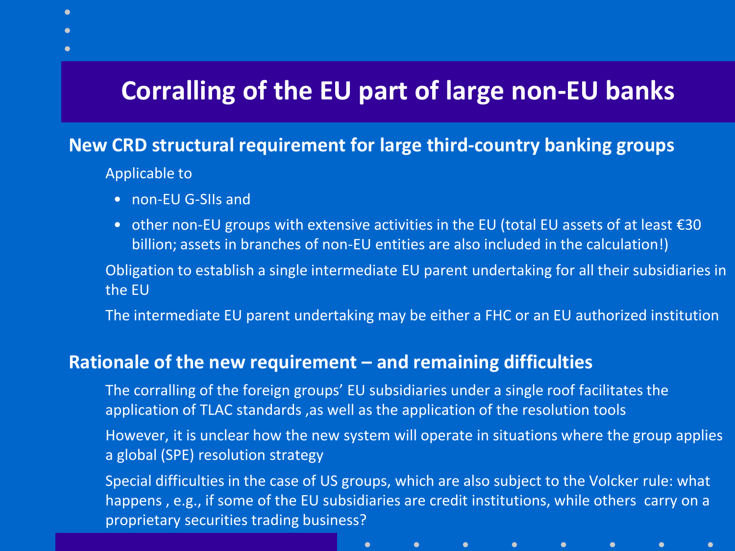# Corralling of the EU part of large non-EU banks

## New CRD structural requirement for large third-country banking groups

Applicable to

- non-EU G-SIIs and
- other non-EU groups with extensive activities in the EU (total EU assets of at least €30 billion; assets in branches of non-EU entities are also included in the calculation!)

Obligation to establish a single intermediate EU parent undertaking for all their subsidiaries in the EU

The intermediate EU parent undertaking may be either a FHC or an EU authorized institution

## Rationale of the new requirement – and remaining difficulties

The corralling of the foreign groups' EU subsidiaries under a single roof facilitates the application of TLAC standards ,as well as the application of the resolution tools

However, it is unclear how the new system will operate in situations where the group applies a global (SPE) resolution strategy

Special difficulties in the case of US groups, which are also subject to the Volcker rule: what happens , e.g., if some of the EU subsidiaries are credit institutions, while others carry on a proprietary securities trading business?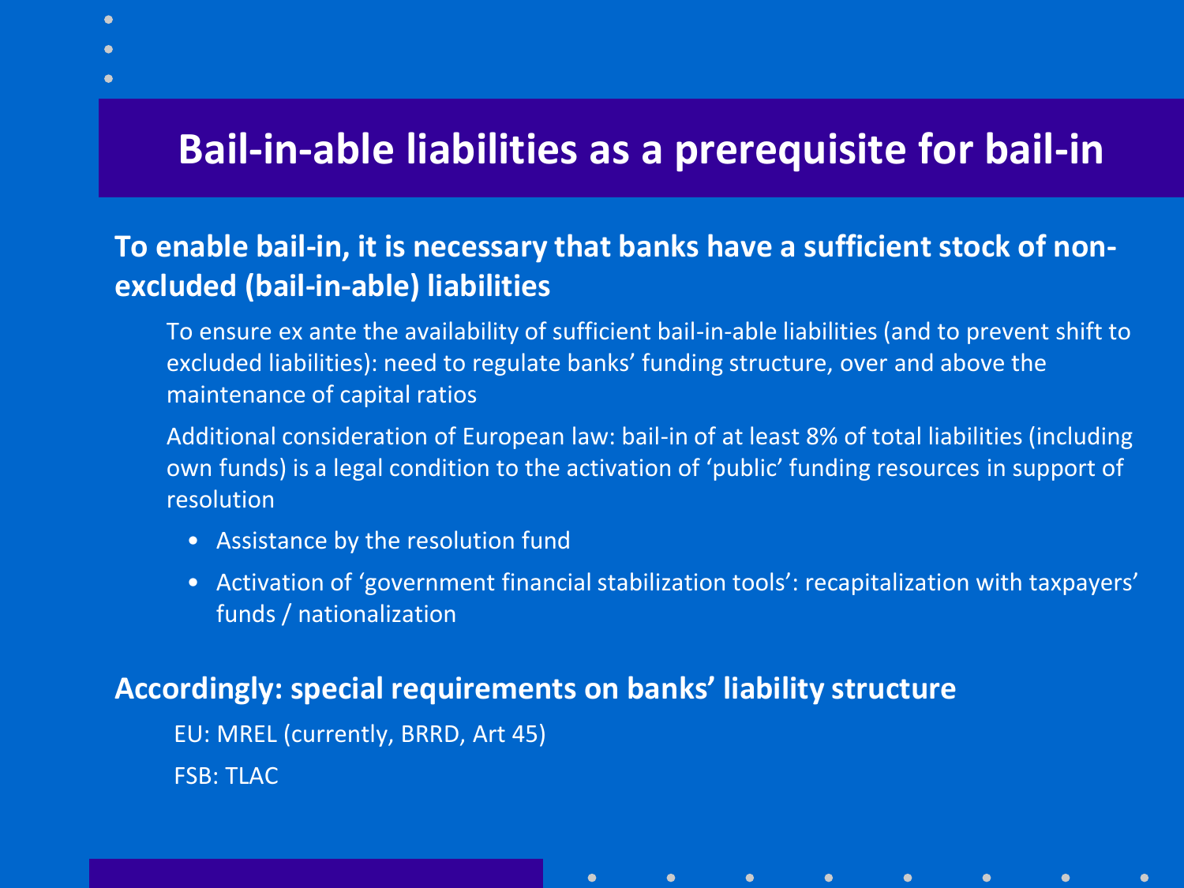# Bail-in-able liabilities as a prerequisite for bail-in

**To enable bail-in, it is necessary that banks have a sufficient stock of non-excluded (bail-in-able) liabilities**

To ensure ex ante the availability of sufficient bail-in-able liabilities (and to prevent shift to excluded liabilities): need to regulate banks' funding structure, over and above the maintenance of capital ratios

Additional consideration of European law: bail-in of at least 8% of total liabilities (including own funds) is a legal condition to the activation of 'public' funding resources in support of resolution

- Assistance by the resolution fund
- Activation of 'government financial stabilization tools': recapitalization with taxpayers' funds / nationalization

**Accordingly: special requirements on banks' liability structure**

EU: MREL (currently, BRRD, Art 45)

FSB: TLAC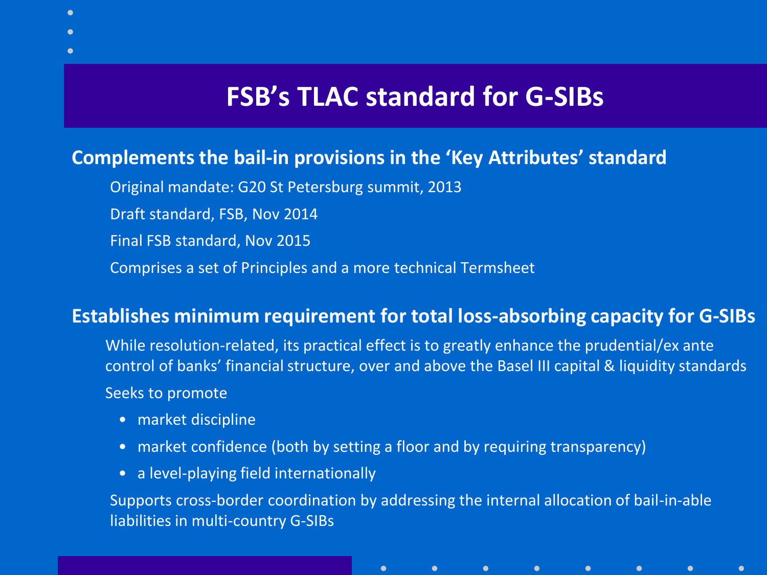# FSB's TLAC standard for G-SIBs

## Complements the bail-in provisions in the 'Key Attributes' standard

Original mandate: G20 St Petersburg summit, 2013

Draft standard, FSB, Nov 2014

Final FSB standard, Nov 2015

Comprises a set of Principles and a more technical Termsheet

## Establishes minimum requirement for total loss-absorbing capacity for G-SIBs

While resolution-related, its practical effect is to greatly enhance the prudential/ex ante control of banks' financial structure, over and above the Basel III capital & liquidity standards

Seeks to promote

- market discipline
- market confidence (both by setting a floor and by requiring transparency)
- a level-playing field internationally

Supports cross-border coordination by addressing the internal allocation of bail-in-able liabilities in multi-country G-SIBs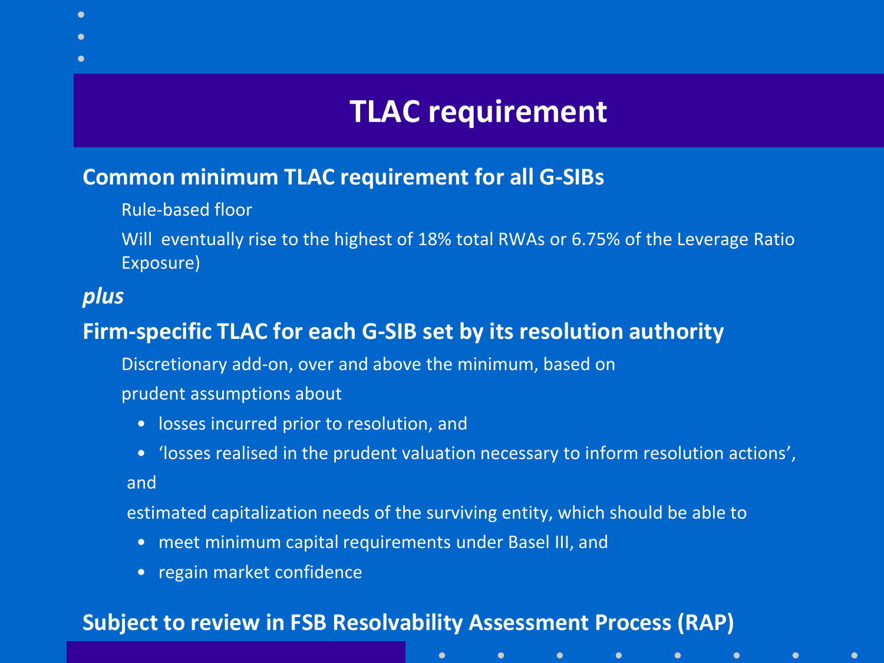# TLAC requirement

## Common minimum TLAC requirement for all G-SIBs

Rule-based floor

Will eventually rise to the highest of 18% total RWAs or 6.75% of the Leverage Ratio Exposure)

***plus***

## Firm-specific TLAC for each G-SIB set by its resolution authority

Discretionary add-on, over and above the minimum, based on

prudent assumptions about

- losses incurred prior to resolution, and
- 'losses realised in the prudent valuation necessary to inform resolution actions',

and

estimated capitalization needs of the surviving entity, which should be able to

- meet minimum capital requirements under Basel III, and
- regain market confidence

## Subject to review in FSB Resolvability Assessment Process (RAP)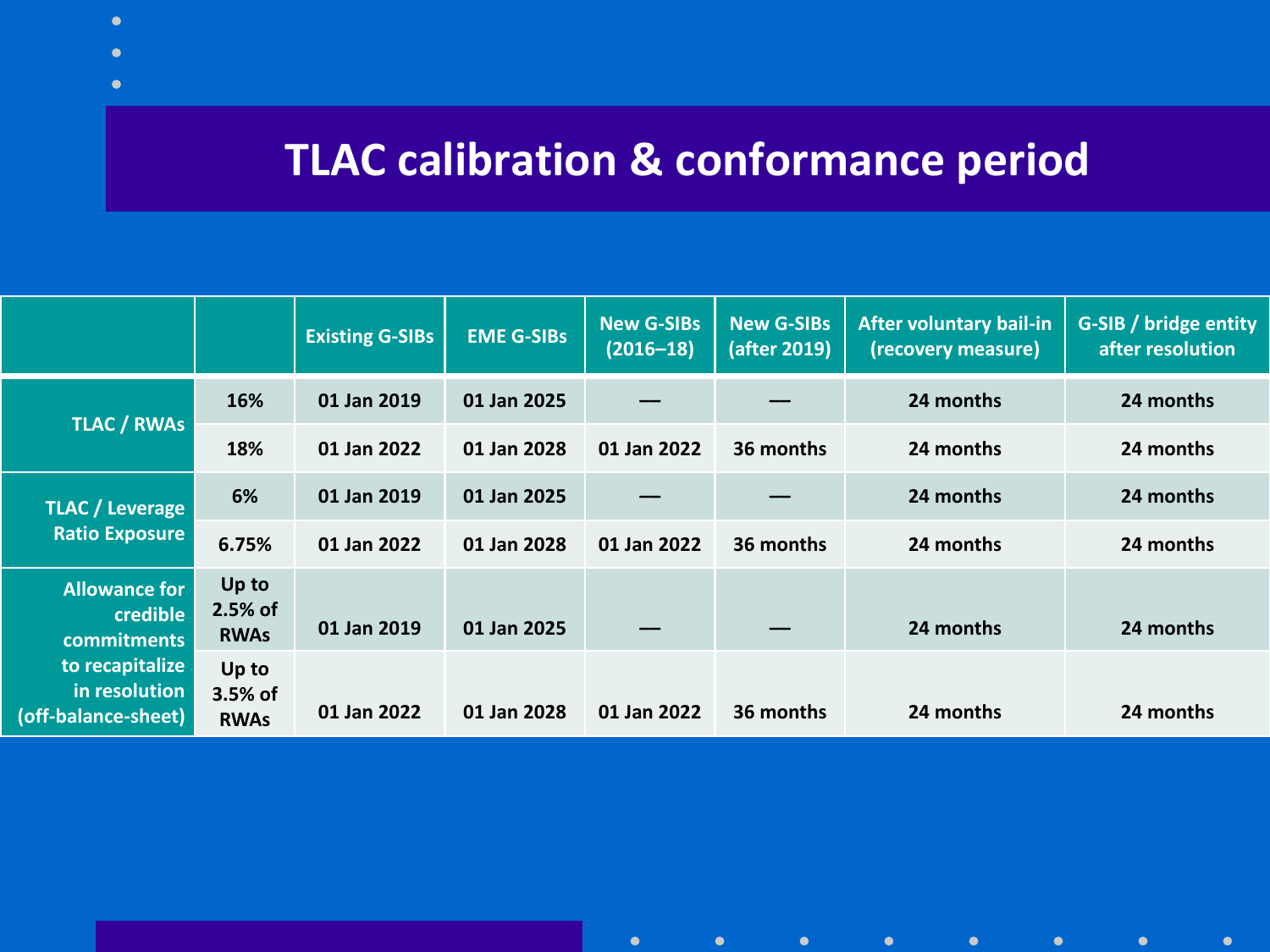# TLAC calibration & conformance period

| | | Existing G-SIBs | EME G-SIBs | New G-SIBs (2016–18) | New G-SIBs (after 2019) | After voluntary bail-in (recovery measure) | G-SIB / bridge entity after resolution |
|---|---|---|---|---|---|---|---|
| TLAC / RWAs | 16% | 01 Jan 2019 | 01 Jan 2025 | — | — | 24 months | 24 months |
| | 18% | 01 Jan 2022 | 01 Jan 2028 | 01 Jan 2022 | 36 months | 24 months | 24 months |
| TLAC / Leverage Ratio Exposure | 6% | 01 Jan 2019 | 01 Jan 2025 | — | — | 24 months | 24 months |
| | 6.75% | 01 Jan 2022 | 01 Jan 2028 | 01 Jan 2022 | 36 months | 24 months | 24 months |
| Allowance for credible commitments to recapitalize in resolution (off-balance-sheet) | Up to 2.5% of RWAs | 01 Jan 2019 | 01 Jan 2025 | — | — | 24 months | 24 months |
| | Up to 3.5% of RWAs | 01 Jan 2022 | 01 Jan 2028 | 01 Jan 2022 | 36 months | 24 months | 24 months |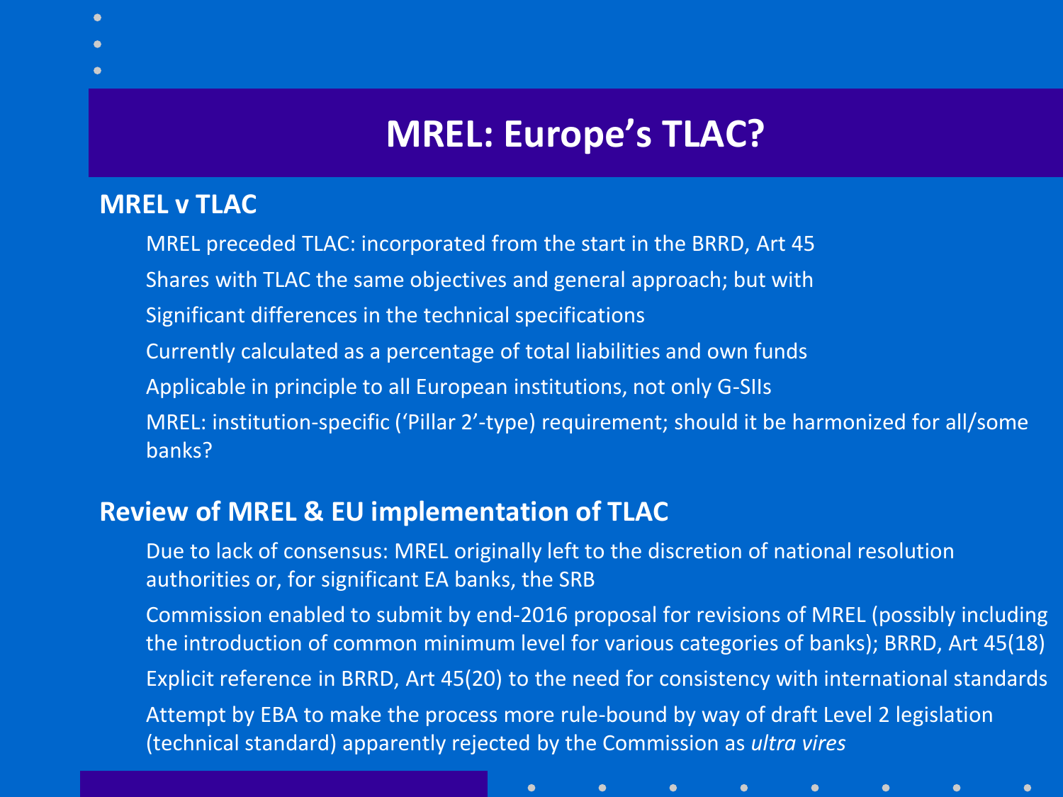# MREL: Europe's TLAC?

## MREL v TLAC

- MREL preceded TLAC: incorporated from the start in the BRRD, Art 45
- Shares with TLAC the same objectives and general approach; but with
- Significant differences in the technical specifications
- Currently calculated as a percentage of total liabilities and own funds
- Applicable in principle to all European institutions, not only G-SIIs
- MREL: institution-specific ('Pillar 2'-type) requirement; should it be harmonized for all/some banks?

## Review of MREL & EU implementation of TLAC

- Due to lack of consensus: MREL originally left to the discretion of national resolution authorities or, for significant EA banks, the SRB
- Commission enabled to submit by end-2016 proposal for revisions of MREL (possibly including the introduction of common minimum level for various categories of banks); BRRD, Art 45(18)
- Explicit reference in BRRD, Art 45(20) to the need for consistency with international standards
- Attempt by EBA to make the process more rule-bound by way of draft Level 2 legislation (technical standard) apparently rejected by the Commission as *ultra vires*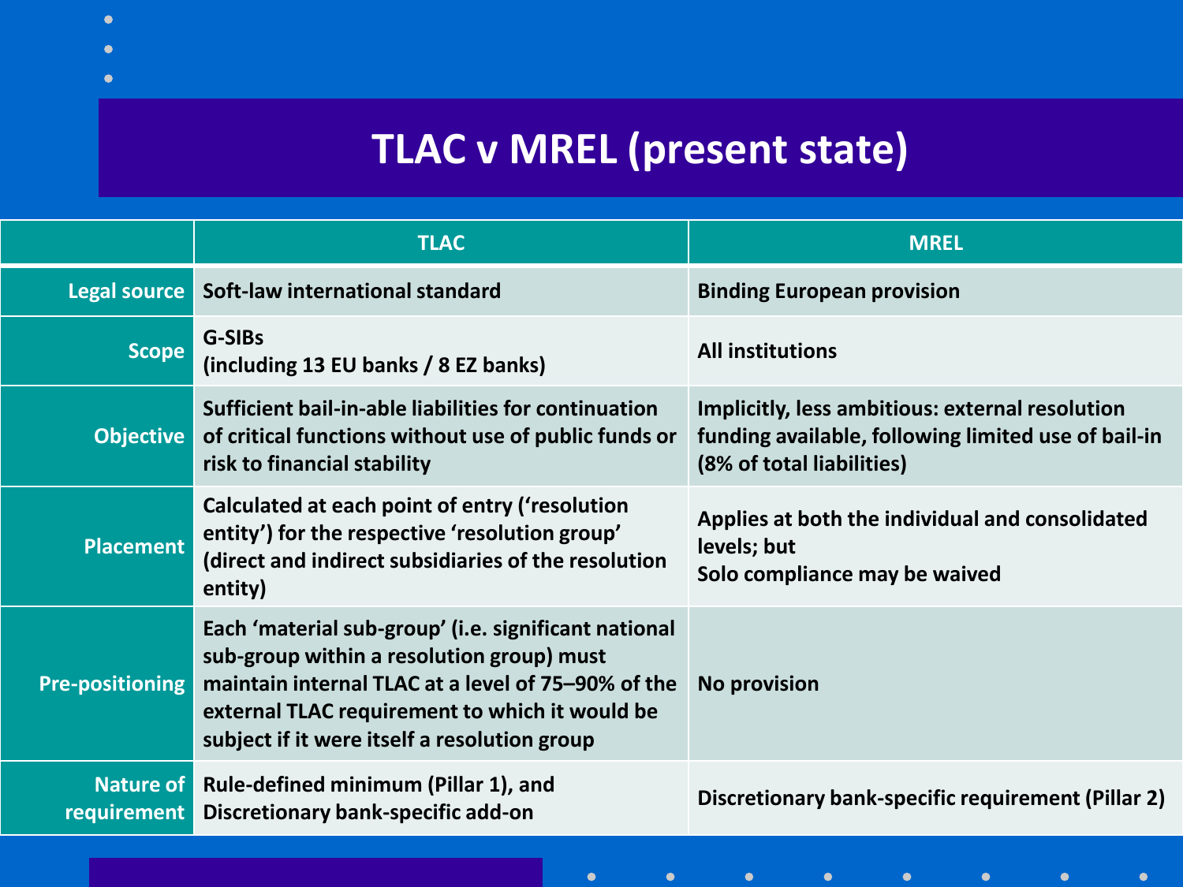# TLAC v MREL (present state)

| | TLAC | MREL |
|---|---|---|
| Legal source | Soft-law international standard | Binding European provision |
| Scope | G-SIBs (including 13 EU banks / 8 EZ banks) | All institutions |
| Objective | Sufficient bail-in-able liabilities for continuation of critical functions without use of public funds or risk to financial stability | Implicitly, less ambitious: external resolution funding available, following limited use of bail-in (8% of total liabilities) |
| Placement | Calculated at each point of entry ('resolution entity') for the respective 'resolution group' (direct and indirect subsidiaries of the resolution entity) | Applies at both the individual and consolidated levels; but Solo compliance may be waived |
| Pre-positioning | Each 'material sub-group' (i.e. significant national sub-group within a resolution group) must maintain internal TLAC at a level of 75–90% of the external TLAC requirement to which it would be subject if it were itself a resolution group | No provision |
| Nature of requirement | Rule-defined minimum (Pillar 1), and Discretionary bank-specific add-on | Discretionary bank-specific requirement (Pillar 2) |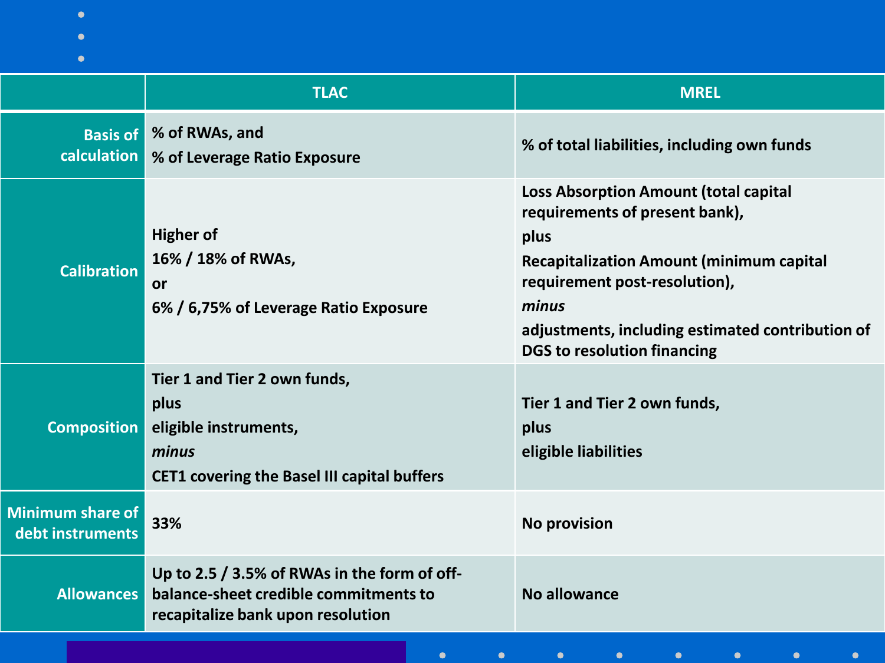| | TLAC | MREL |
|---|---|---|
| **Basis of calculation** | % of RWAs, and<br>% of Leverage Ratio Exposure | % of total liabilities, including own funds |
| **Calibration** | Higher of<br>16% / 18% of RWAs,<br>or<br>6% / 6,75% of Leverage Ratio Exposure | Loss Absorption Amount (total capital requirements of present bank),<br>plus<br>Recapitalization Amount (minimum capital requirement post-resolution),<br>*minus*<br>adjustments, including estimated contribution of DGS to resolution financing |
| **Composition** | Tier 1 and Tier 2 own funds,<br>plus<br>eligible instruments,<br>*minus*<br>CET1 covering the Basel III capital buffers | Tier 1 and Tier 2 own funds,<br>plus<br>eligible liabilities |
| **Minimum share of debt instruments** | 33% | No provision |
| **Allowances** | Up to 2.5 / 3.5% of RWAs in the form of off-balance-sheet credible commitments to recapitalize bank upon resolution | No allowance |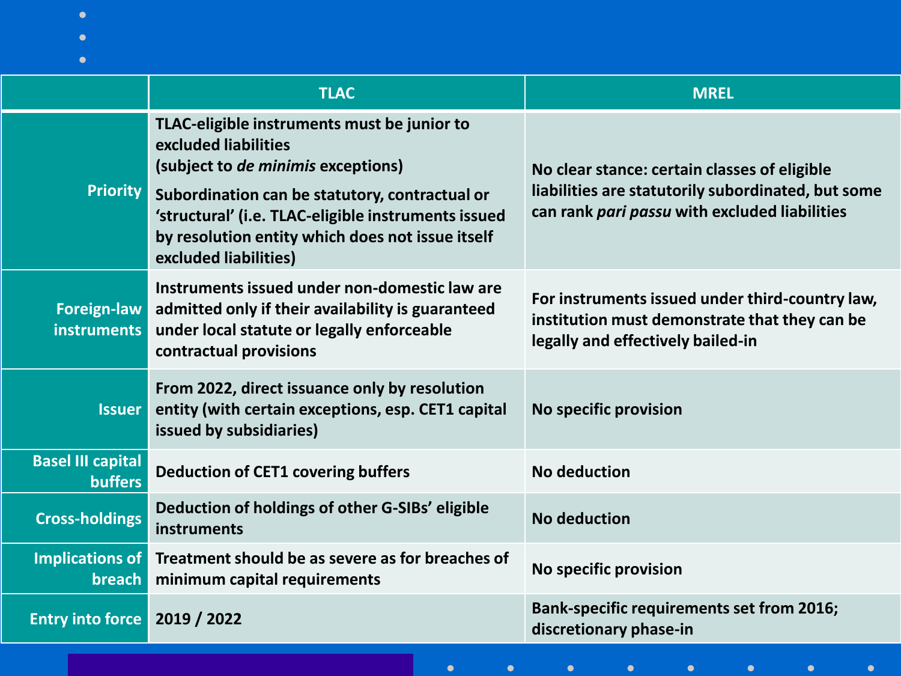| | TLAC | MREL |
|---|---|---|
| Priority | TLAC-eligible instruments must be junior to excluded liabilities (subject to *de minimis* exceptions)<br>Subordination can be statutory, contractual or 'structural' (i.e. TLAC-eligible instruments issued by resolution entity which does not issue itself excluded liabilities) | No clear stance: certain classes of eligible liabilities are statutorily subordinated, but some can rank *pari passu* with excluded liabilities |
| Foreign-law instruments | Instruments issued under non-domestic law are admitted only if their availability is guaranteed under local statute or legally enforceable contractual provisions | For instruments issued under third-country law, institution must demonstrate that they can be legally and effectively bailed-in |
| Issuer | From 2022, direct issuance only by resolution entity (with certain exceptions, esp. CET1 capital issued by subsidiaries) | No specific provision |
| Basel III capital buffers | Deduction of CET1 covering buffers | No deduction |
| Cross-holdings | Deduction of holdings of other G-SIBs' eligible instruments | No deduction |
| Implications of breach | Treatment should be as severe as for breaches of minimum capital requirements | No specific provision |
| Entry into force | 2019 / 2022 | Bank-specific requirements set from 2016; discretionary phase-in |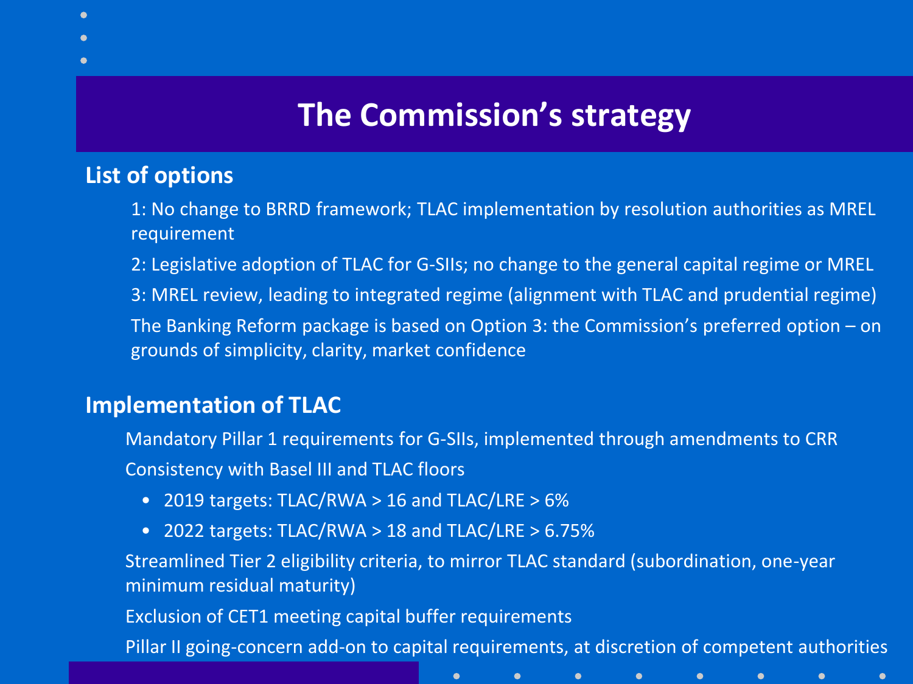# The Commission's strategy

## List of options

1: No change to BRRD framework; TLAC implementation by resolution authorities as MREL requirement

2: Legislative adoption of TLAC for G-SIIs; no change to the general capital regime or MREL

3: MREL review, leading to integrated regime (alignment with TLAC and prudential regime)

The Banking Reform package is based on Option 3: the Commission's preferred option – on grounds of simplicity, clarity, market confidence

## Implementation of TLAC

Mandatory Pillar 1 requirements for G-SIIs, implemented through amendments to CRR

Consistency with Basel III and TLAC floors

- 2019 targets: TLAC/RWA > 16 and TLAC/LRE > 6%
- 2022 targets: TLAC/RWA > 18 and TLAC/LRE > 6.75%

Streamlined Tier 2 eligibility criteria, to mirror TLAC standard (subordination, one-year minimum residual maturity)

Exclusion of CET1 meeting capital buffer requirements

Pillar II going-concern add-on to capital requirements, at discretion of competent authorities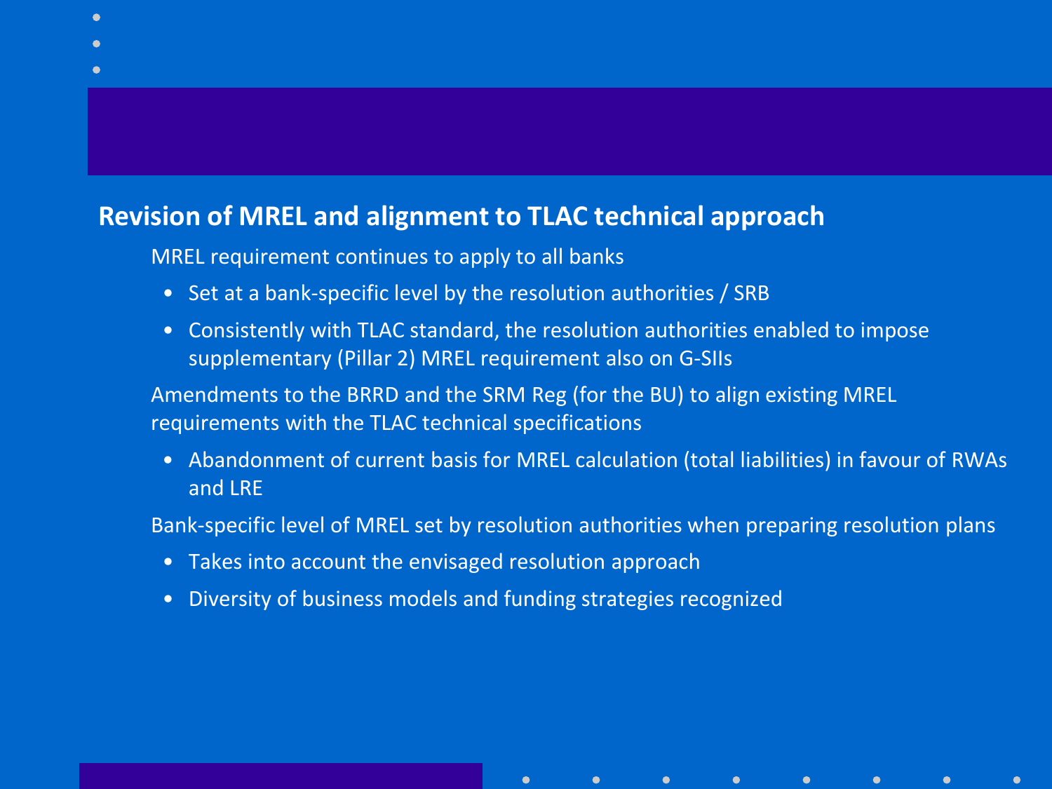## Revision of MREL and alignment to TLAC technical approach

MREL requirement continues to apply to all banks

- Set at a bank-specific level by the resolution authorities / SRB
- Consistently with TLAC standard, the resolution authorities enabled to impose supplementary (Pillar 2) MREL requirement also on G-SIIs

Amendments to the BRRD and the SRM Reg (for the BU) to align existing MREL requirements with the TLAC technical specifications

- Abandonment of current basis for MREL calculation (total liabilities) in favour of RWAs and LRE

Bank-specific level of MREL set by resolution authorities when preparing resolution plans

- Takes into account the envisaged resolution approach
- Diversity of business models and funding strategies recognized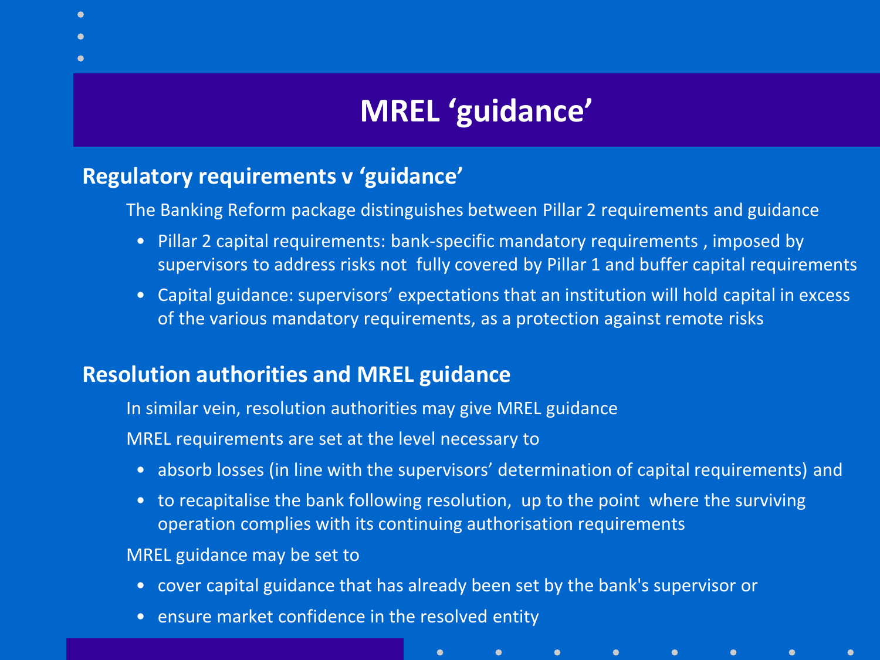# MREL ‘guidance’

## Regulatory requirements v ‘guidance’

The Banking Reform package distinguishes between Pillar 2 requirements and guidance

- Pillar 2 capital requirements: bank-specific mandatory requirements , imposed by supervisors to address risks not fully covered by Pillar 1 and buffer capital requirements
- Capital guidance: supervisors’ expectations that an institution will hold capital in excess of the various mandatory requirements, as a protection against remote risks

## Resolution authorities and MREL guidance

In similar vein, resolution authorities may give MREL guidance

MREL requirements are set at the level necessary to

- absorb losses (in line with the supervisors’ determination of capital requirements) and
- to recapitalise the bank following resolution, up to the point where the surviving operation complies with its continuing authorisation requirements

MREL guidance may be set to

- cover capital guidance that has already been set by the bank's supervisor or
- ensure market confidence in the resolved entity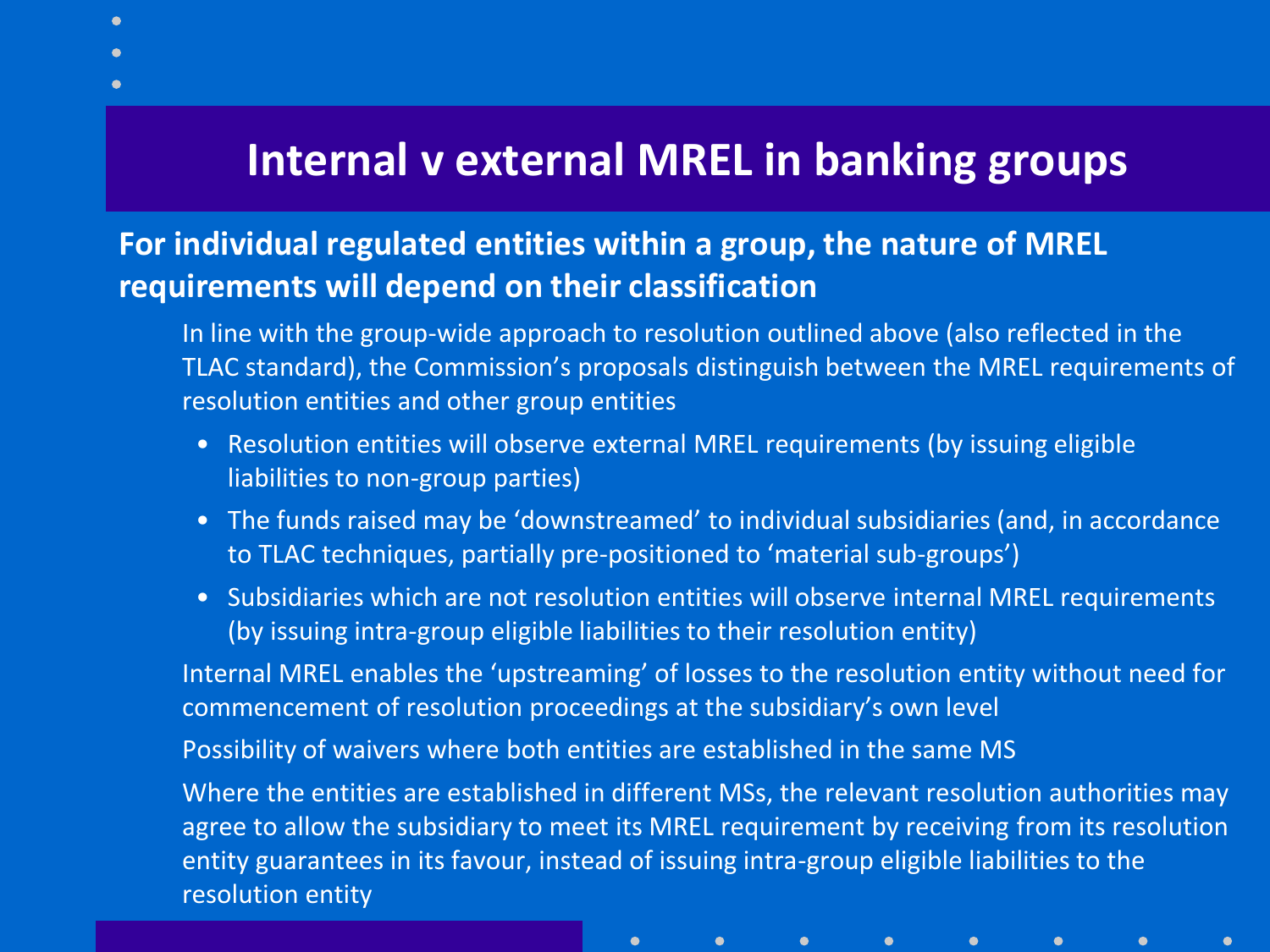# Internal v external MREL in banking groups

**For individual regulated entities within a group, the nature of MREL requirements will depend on their classification**

In line with the group-wide approach to resolution outlined above (also reflected in the TLAC standard), the Commission's proposals distinguish between the MREL requirements of resolution entities and other group entities

- Resolution entities will observe external MREL requirements (by issuing eligible liabilities to non-group parties)
- The funds raised may be 'downstreamed' to individual subsidiaries (and, in accordance to TLAC techniques, partially pre-positioned to 'material sub-groups')
- Subsidiaries which are not resolution entities will observe internal MREL requirements (by issuing intra-group eligible liabilities to their resolution entity)

Internal MREL enables the 'upstreaming' of losses to the resolution entity without need for commencement of resolution proceedings at the subsidiary's own level

Possibility of waivers where both entities are established in the same MS

Where the entities are established in different MSs, the relevant resolution authorities may agree to allow the subsidiary to meet its MREL requirement by receiving from its resolution entity guarantees in its favour, instead of issuing intra-group eligible liabilities to the resolution entity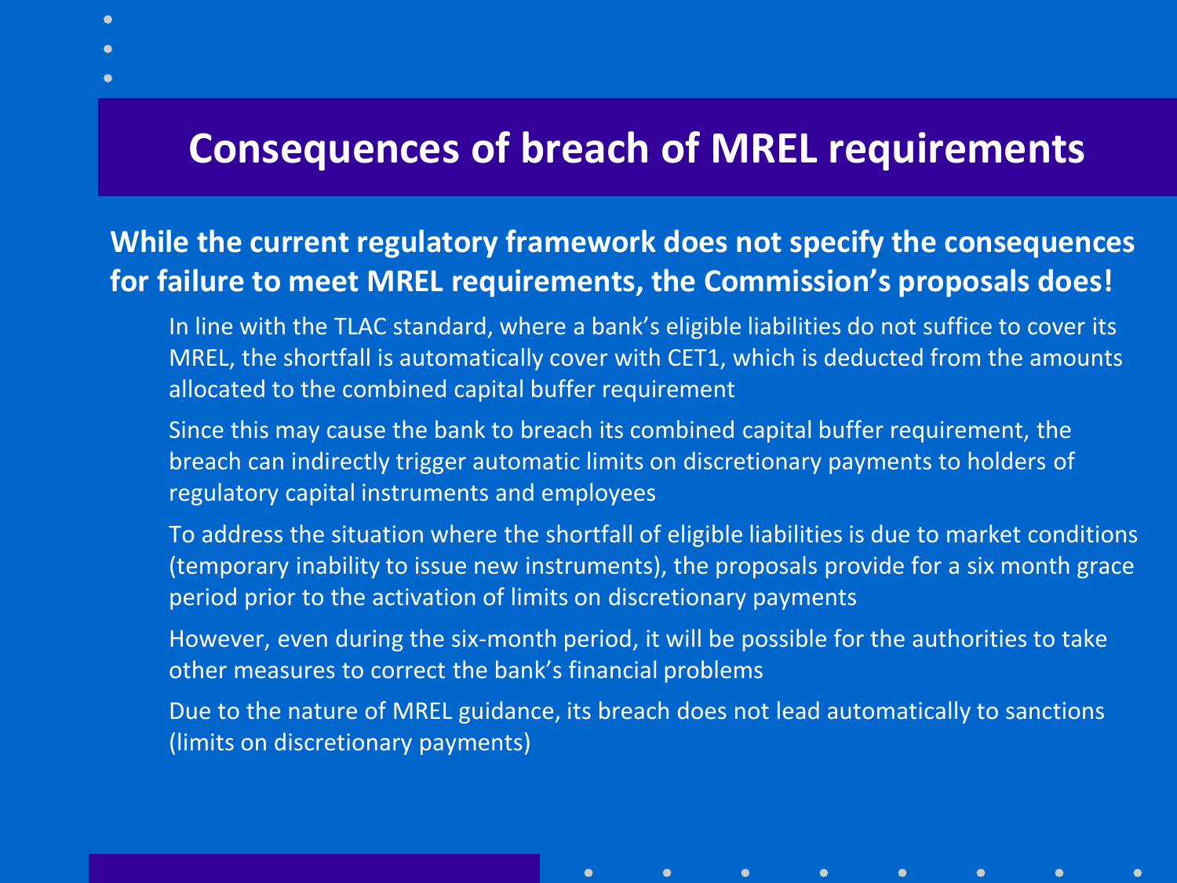# Consequences of breach of MREL requirements

**While the current regulatory framework does not specify the consequences for failure to meet MREL requirements, the Commission's proposals does!**

- In line with the TLAC standard, where a bank's eligible liabilities do not suffice to cover its MREL, the shortfall is automatically cover with CET1, which is deducted from the amounts allocated to the combined capital buffer requirement
- Since this may cause the bank to breach its combined capital buffer requirement, the breach can indirectly trigger automatic limits on discretionary payments to holders of regulatory capital instruments and employees
- To address the situation where the shortfall of eligible liabilities is due to market conditions (temporary inability to issue new instruments), the proposals provide for a six month grace period prior to the activation of limits on discretionary payments
- However, even during the six-month period, it will be possible for the authorities to take other measures to correct the bank's financial problems
- Due to the nature of MREL guidance, its breach does not lead automatically to sanctions (limits on discretionary payments)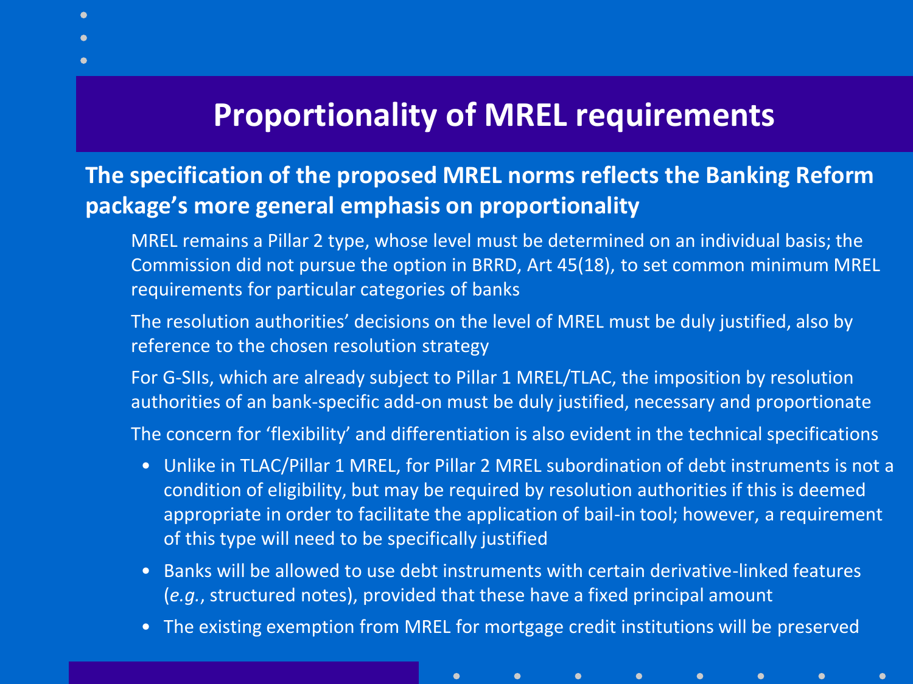# Proportionality of MREL requirements

**The specification of the proposed MREL norms reflects the Banking Reform package's more general emphasis on proportionality**

MREL remains a Pillar 2 type, whose level must be determined on an individual basis; the Commission did not pursue the option in BRRD, Art 45(18), to set common minimum MREL requirements for particular categories of banks

The resolution authorities' decisions on the level of MREL must be duly justified, also by reference to the chosen resolution strategy

For G-SIIs, which are already subject to Pillar 1 MREL/TLAC, the imposition by resolution authorities of an bank-specific add-on must be duly justified, necessary and proportionate

The concern for 'flexibility' and differentiation is also evident in the technical specifications

- Unlike in TLAC/Pillar 1 MREL, for Pillar 2 MREL subordination of debt instruments is not a condition of eligibility, but may be required by resolution authorities if this is deemed appropriate in order to facilitate the application of bail-in tool; however, a requirement of this type will need to be specifically justified
- Banks will be allowed to use debt instruments with certain derivative-linked features (*e.g.*, structured notes), provided that these have a fixed principal amount
- The existing exemption from MREL for mortgage credit institutions will be preserved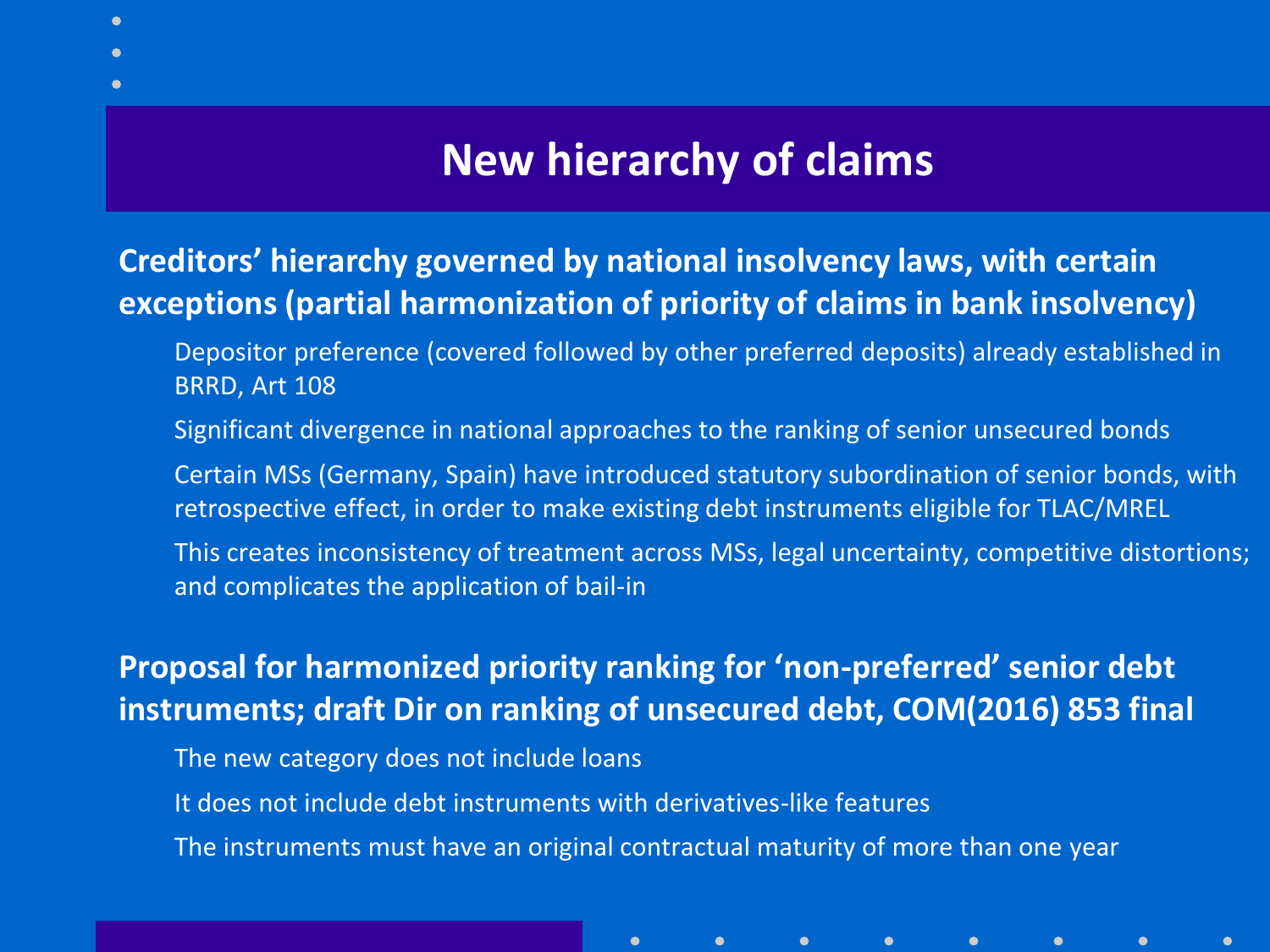# New hierarchy of claims

**Creditors' hierarchy governed by national insolvency laws, with certain exceptions (partial harmonization of priority of claims in bank insolvency)**

- Depositor preference (covered followed by other preferred deposits) already established in BRRD, Art 108
- Significant divergence in national approaches to the ranking of senior unsecured bonds
- Certain MSs (Germany, Spain) have introduced statutory subordination of senior bonds, with retrospective effect, in order to make existing debt instruments eligible for TLAC/MREL
- This creates inconsistency of treatment across MSs, legal uncertainty, competitive distortions; and complicates the application of bail-in

**Proposal for harmonized priority ranking for 'non-preferred' senior debt instruments; draft Dir on ranking of unsecured debt, COM(2016) 853 final**

- The new category does not include loans
- It does not include debt instruments with derivatives-like features
- The instruments must have an original contractual maturity of more than one year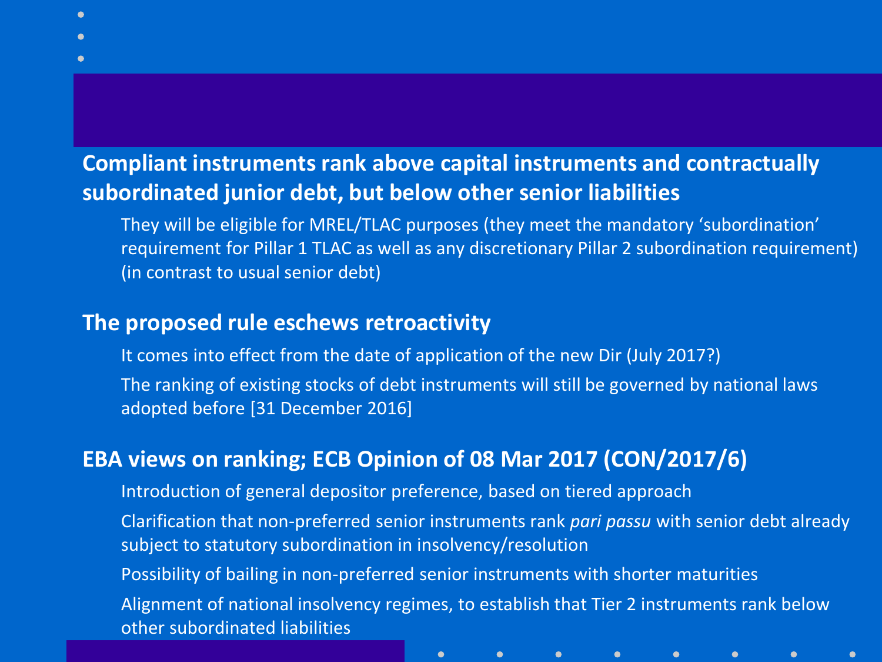**Compliant instruments rank above capital instruments and contractually subordinated junior debt, but below other senior liabilities**

- They will be eligible for MREL/TLAC purposes (they meet the mandatory 'subordination' requirement for Pillar 1 TLAC as well as any discretionary Pillar 2 subordination requirement) (in contrast to usual senior debt)

**The proposed rule eschews retroactivity**

- It comes into effect from the date of application of the new Dir (July 2017?)
- The ranking of existing stocks of debt instruments will still be governed by national laws adopted before [31 December 2016]

**EBA views on ranking; ECB Opinion of 08 Mar 2017 (CON/2017/6)**

- Introduction of general depositor preference, based on tiered approach
- Clarification that non-preferred senior instruments rank *pari passu* with senior debt already subject to statutory subordination in insolvency/resolution
- Possibility of bailing in non-preferred senior instruments with shorter maturities
- Alignment of national insolvency regimes, to establish that Tier 2 instruments rank below other subordinated liabilities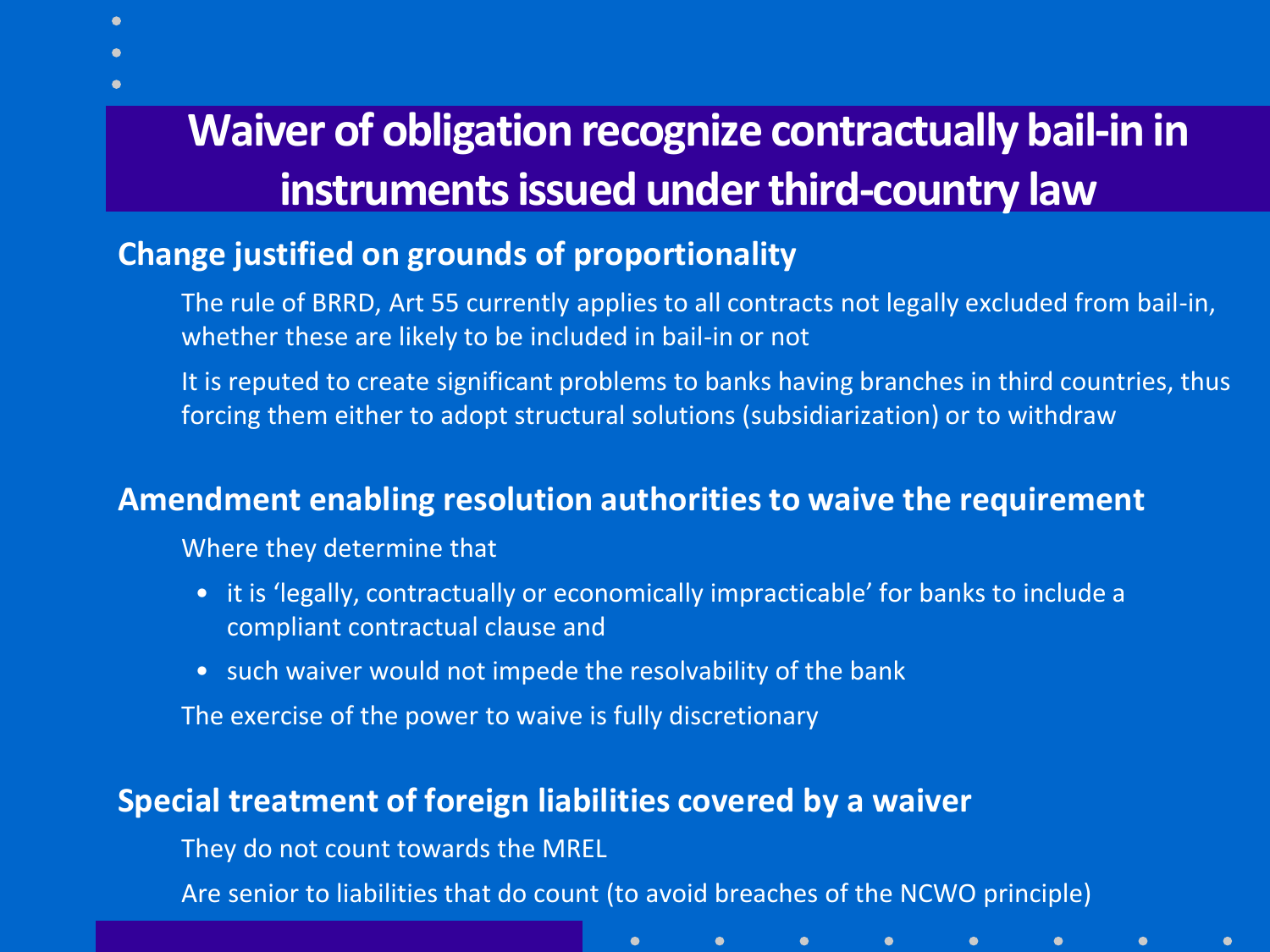# Waiver of obligation recognize contractually bail-in in instruments issued under third-country law

## Change justified on grounds of proportionality

The rule of BRRD, Art 55 currently applies to all contracts not legally excluded from bail-in, whether these are likely to be included in bail-in or not

It is reputed to create significant problems to banks having branches in third countries, thus forcing them either to adopt structural solutions (subsidiarization) or to withdraw

## Amendment enabling resolution authorities to waive the requirement

Where they determine that

- it is 'legally, contractually or economically impracticable' for banks to include a compliant contractual clause and
- such waiver would not impede the resolvability of the bank

The exercise of the power to waive is fully discretionary

## Special treatment of foreign liabilities covered by a waiver

They do not count towards the MREL

Are senior to liabilities that do count (to avoid breaches of the NCWO principle)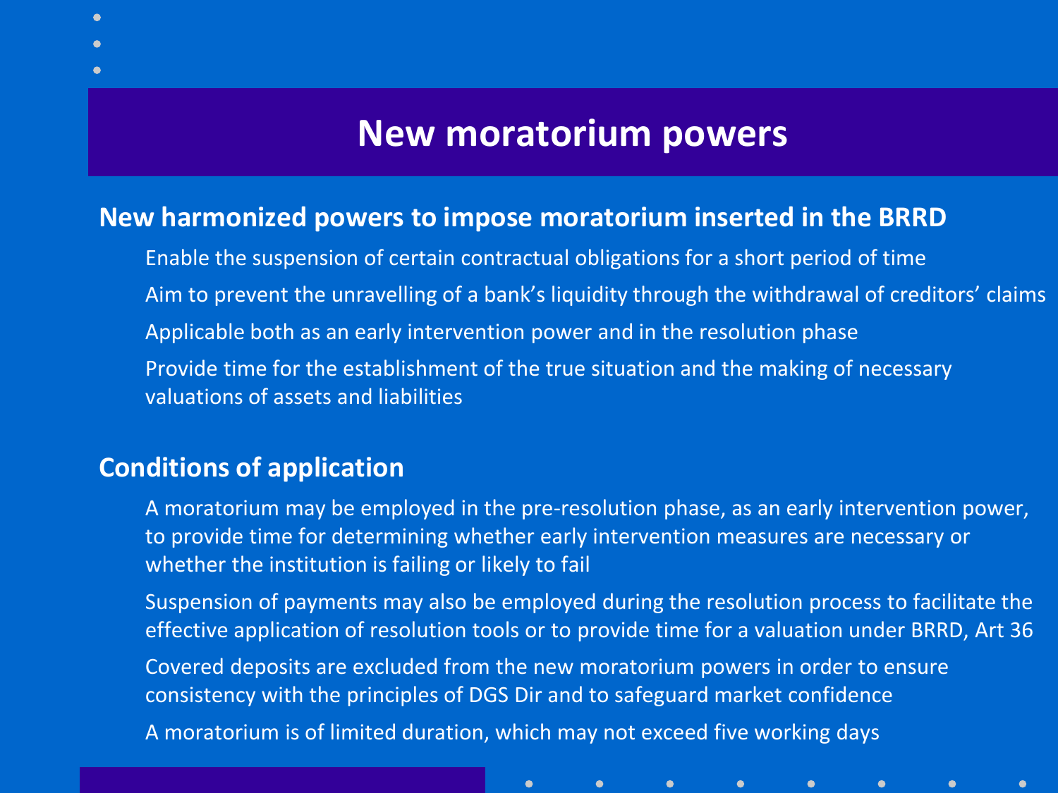# New moratorium powers

## New harmonized powers to impose moratorium inserted in the BRRD

- Enable the suspension of certain contractual obligations for a short period of time
- Aim to prevent the unravelling of a bank's liquidity through the withdrawal of creditors' claims
- Applicable both as an early intervention power and in the resolution phase
- Provide time for the establishment of the true situation and the making of necessary valuations of assets and liabilities

## Conditions of application

- A moratorium may be employed in the pre-resolution phase, as an early intervention power, to provide time for determining whether early intervention measures are necessary or whether the institution is failing or likely to fail
- Suspension of payments may also be employed during the resolution process to facilitate the effective application of resolution tools or to provide time for a valuation under BRRD, Art 36
- Covered deposits are excluded from the new moratorium powers in order to ensure consistency with the principles of DGS Dir and to safeguard market confidence
- A moratorium is of limited duration, which may not exceed five working days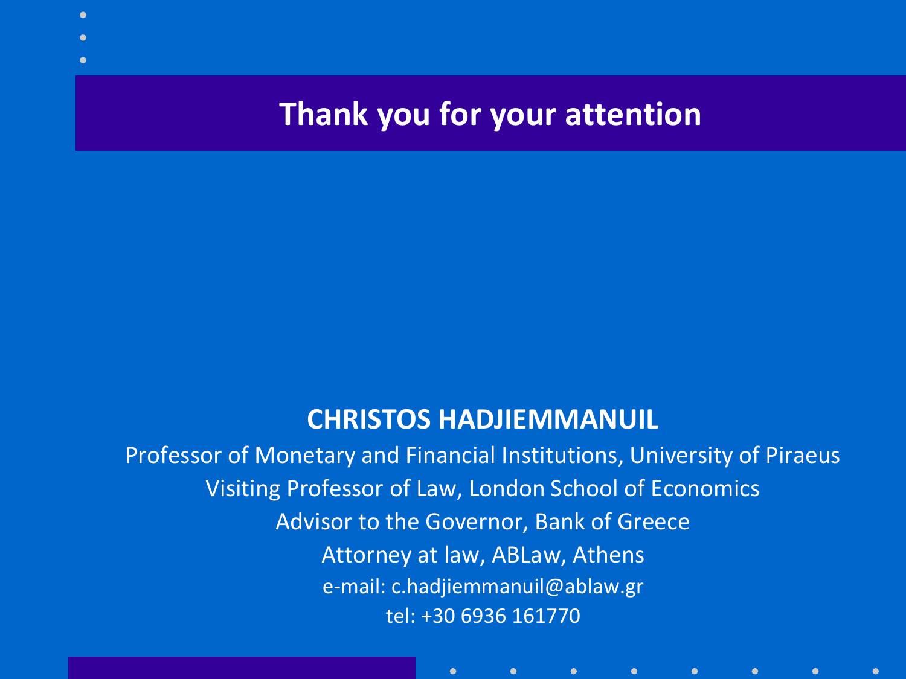# Thank you for your attention

**CHRISTOS HADJIEMMANUIL**

Professor of Monetary and Financial Institutions, University of Piraeus

Visiting Professor of Law, London School of Economics

Advisor to the Governor, Bank of Greece

Attorney at law, ABLaw, Athens

e-mail: c.hadjiemmanuil@ablaw.gr

tel: +30 6936 161770